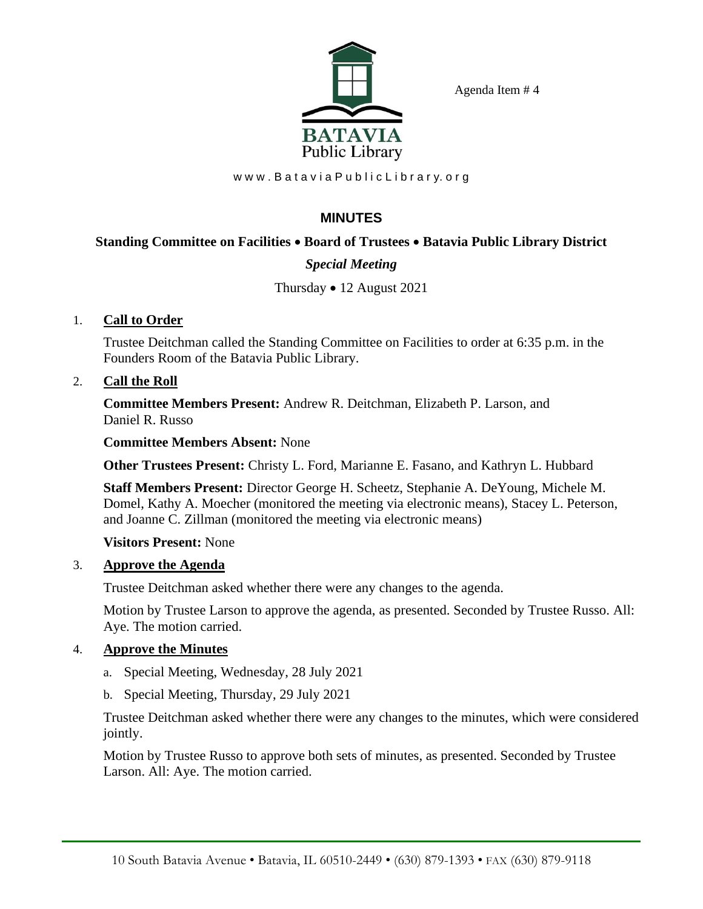BATAVIA Public Library

Agenda Item # 4

www.BataviaPublicLibrary.org

# MINUTES

## Standing Committee on Facilities • Board of Trustees • Batavia Public Library District

### *Special Meeting*

Thursday • 12 August 2021

1. **Call to Order**

   Trustee Deitchman called the Standing Committee on Facilities to order at 6:35 p.m. in the Founders Room of the Batavia Public Library.

2. **Call the Roll**

   **Committee Members Present:** Andrew R. Deitchman, Elizabeth P. Larson, and Daniel R. Russo

   **Committee Members Absent:** None

   **Other Trustees Present:** Christy L. Ford, Marianne E. Fasano, and Kathryn L. Hubbard

   **Staff Members Present:** Director George H. Scheetz, Stephanie A. DeYoung, Michele M. Domel, Kathy A. Moecher (monitored the meeting via electronic means), Stacey L. Peterson, and Joanne C. Zillman (monitored the meeting via electronic means)

   **Visitors Present:** None

3. **Approve the Agenda**

   Trustee Deitchman asked whether there were any changes to the agenda.

   Motion by Trustee Larson to approve the agenda, as presented. Seconded by Trustee Russo. All: Aye. The motion carried.

4. **Approve the Minutes**

   a. Special Meeting, Wednesday, 28 July 2021

   b. Special Meeting, Thursday, 29 July 2021

   Trustee Deitchman asked whether there were any changes to the minutes, which were considered jointly.

   Motion by Trustee Russo to approve both sets of minutes, as presented. Seconded by Trustee Larson. All: Aye. The motion carried.

10 South Batavia Avenue • Batavia, IL 60510-2449 • (630) 879-1393 • FAX (630) 879-9118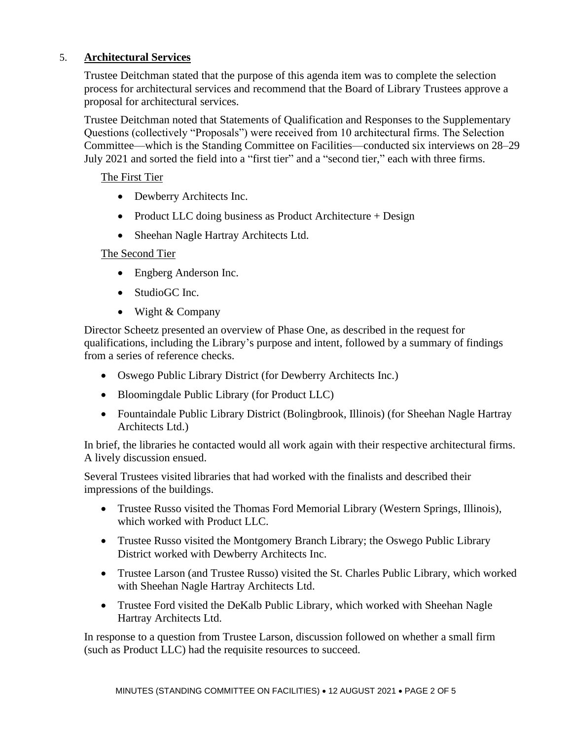5. **Architectural Services**

Trustee Deitchman stated that the purpose of this agenda item was to complete the selection process for architectural services and recommend that the Board of Library Trustees approve a proposal for architectural services.

Trustee Deitchman noted that Statements of Qualification and Responses to the Supplementary Questions (collectively "Proposals") were received from 10 architectural firms. The Selection Committee—which is the Standing Committee on Facilities—conducted six interviews on 28–29 July 2021 and sorted the field into a "first tier" and a "second tier," each with three firms.

The First Tier

- Dewberry Architects Inc.
- Product LLC doing business as Product Architecture + Design
- Sheehan Nagle Hartray Architects Ltd.

The Second Tier

- Engberg Anderson Inc.
- StudioGC Inc.
- Wight & Company

Director Scheetz presented an overview of Phase One, as described in the request for qualifications, including the Library's purpose and intent, followed by a summary of findings from a series of reference checks.

- Oswego Public Library District (for Dewberry Architects Inc.)
- Bloomingdale Public Library (for Product LLC)
- Fountaindale Public Library District (Bolingbrook, Illinois) (for Sheehan Nagle Hartray Architects Ltd.)

In brief, the libraries he contacted would all work again with their respective architectural firms. A lively discussion ensued.

Several Trustees visited libraries that had worked with the finalists and described their impressions of the buildings.

- Trustee Russo visited the Thomas Ford Memorial Library (Western Springs, Illinois), which worked with Product LLC.
- Trustee Russo visited the Montgomery Branch Library; the Oswego Public Library District worked with Dewberry Architects Inc.
- Trustee Larson (and Trustee Russo) visited the St. Charles Public Library, which worked with Sheehan Nagle Hartray Architects Ltd.
- Trustee Ford visited the DeKalb Public Library, which worked with Sheehan Nagle Hartray Architects Ltd.

In response to a question from Trustee Larson, discussion followed on whether a small firm (such as Product LLC) had the requisite resources to succeed.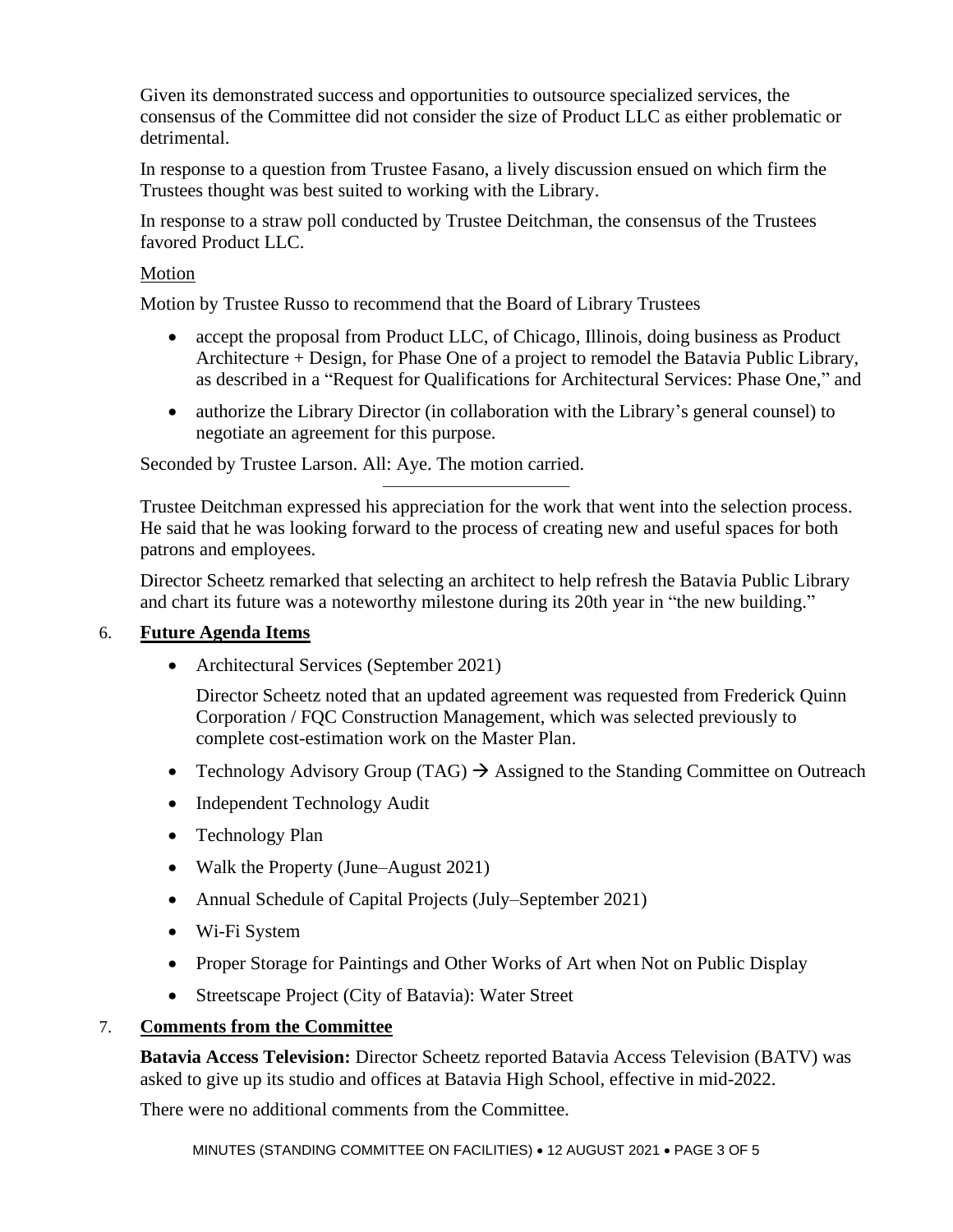Given its demonstrated success and opportunities to outsource specialized services, the consensus of the Committee did not consider the size of Product LLC as either problematic or detrimental.

In response to a question from Trustee Fasano, a lively discussion ensued on which firm the Trustees thought was best suited to working with the Library.

In response to a straw poll conducted by Trustee Deitchman, the consensus of the Trustees favored Product LLC.

<u>Motion</u>

Motion by Trustee Russo to recommend that the Board of Library Trustees

- accept the proposal from Product LLC, of Chicago, Illinois, doing business as Product Architecture + Design, for Phase One of a project to remodel the Batavia Public Library, as described in a "Request for Qualifications for Architectural Services: Phase One," and
- authorize the Library Director (in collaboration with the Library's general counsel) to negotiate an agreement for this purpose.

Seconded by Trustee Larson. All: Aye. The motion carried.

---

Trustee Deitchman expressed his appreciation for the work that went into the selection process. He said that he was looking forward to the process of creating new and useful spaces for both patrons and employees.

Director Scheetz remarked that selecting an architect to help refresh the Batavia Public Library and chart its future was a noteworthy milestone during its 20th year in "the new building."

## 6. Future Agenda Items

- Architectural Services (September 2021)

  Director Scheetz noted that an updated agreement was requested from Frederick Quinn Corporation / FQC Construction Management, which was selected previously to complete cost-estimation work on the Master Plan.

- Technology Advisory Group (TAG) → Assigned to the Standing Committee on Outreach
- Independent Technology Audit
- Technology Plan
- Walk the Property (June–August 2021)
- Annual Schedule of Capital Projects (July–September 2021)
- Wi-Fi System
- Proper Storage for Paintings and Other Works of Art when Not on Public Display
- Streetscape Project (City of Batavia): Water Street

## 7. Comments from the Committee

**Batavia Access Television:** Director Scheetz reported Batavia Access Television (BATV) was asked to give up its studio and offices at Batavia High School, effective in mid-2022.

There were no additional comments from the Committee.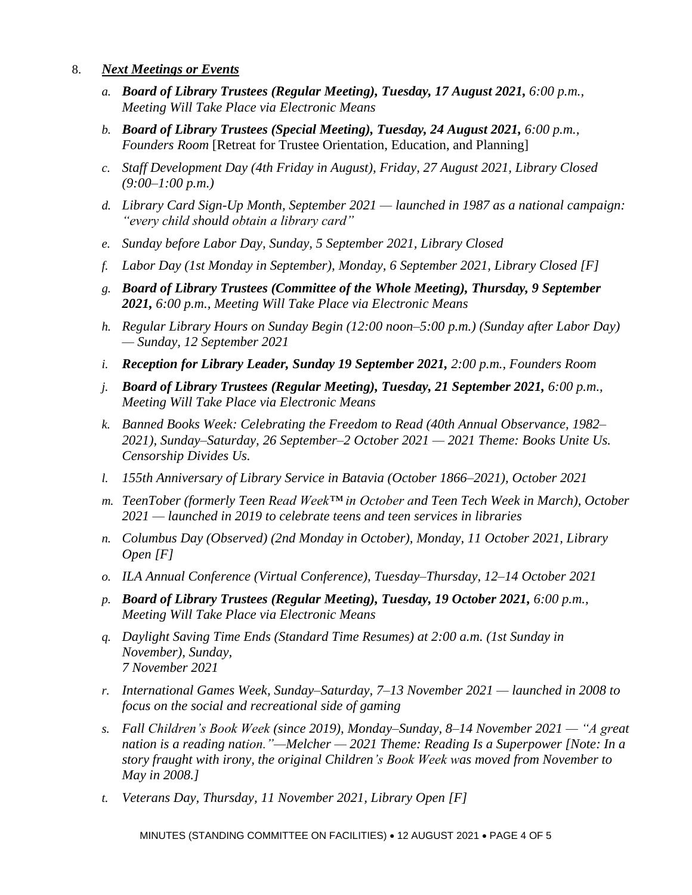8. ***Next Meetings or Events***

   *a.* ***Board of Library Trustees (Regular Meeting), Tuesday, 17 August 2021,*** *6:00 p.m., Meeting Will Take Place via Electronic Means*

   *b.* ***Board of Library Trustees (Special Meeting), Tuesday, 24 August 2021,*** *6:00 p.m., Founders Room* [Retreat for Trustee Orientation, Education, and Planning]

   *c. Staff Development Day (4th Friday in August), Friday, 27 August 2021, Library Closed (9:00–1:00 p.m.)*

   *d. Library Card Sign-Up Month, September 2021 — launched in 1987 as a national campaign: "every child should obtain a library card"*

   *e. Sunday before Labor Day, Sunday, 5 September 2021, Library Closed*

   *f. Labor Day (1st Monday in September), Monday, 6 September 2021, Library Closed [F]*

   *g.* ***Board of Library Trustees (Committee of the Whole Meeting), Thursday, 9 September 2021,*** *6:00 p.m., Meeting Will Take Place via Electronic Means*

   *h. Regular Library Hours on Sunday Begin (12:00 noon–5:00 p.m.) (Sunday after Labor Day) — Sunday, 12 September 2021*

   *i.* ***Reception for Library Leader, Sunday 19 September 2021,*** *2:00 p.m., Founders Room*

   *j.* ***Board of Library Trustees (Regular Meeting), Tuesday, 21 September 2021,*** *6:00 p.m., Meeting Will Take Place via Electronic Means*

   *k. Banned Books Week: Celebrating the Freedom to Read (40th Annual Observance, 1982–2021), Sunday–Saturday, 26 September–2 October 2021 — 2021 Theme: Books Unite Us. Censorship Divides Us.*

   *l. 155th Anniversary of Library Service in Batavia (October 1866–2021), October 2021*

   *m. TeenTober (formerly Teen Read Week™ in October and Teen Tech Week in March), October 2021 — launched in 2019 to celebrate teens and teen services in libraries*

   *n. Columbus Day (Observed) (2nd Monday in October), Monday, 11 October 2021, Library Open [F]*

   *o. ILA Annual Conference (Virtual Conference), Tuesday–Thursday, 12–14 October 2021*

   *p.* ***Board of Library Trustees (Regular Meeting), Tuesday, 19 October 2021,*** *6:00 p.m., Meeting Will Take Place via Electronic Means*

   *q. Daylight Saving Time Ends (Standard Time Resumes) at 2:00 a.m. (1st Sunday in November), Sunday, 7 November 2021*

   *r. International Games Week, Sunday–Saturday, 7–13 November 2021 — launched in 2008 to focus on the social and recreational side of gaming*

   *s. Fall Children's Book Week (since 2019), Monday–Sunday, 8–14 November 2021 — "A great nation is a reading nation."—Melcher — 2021 Theme: Reading Is a Superpower [Note: In a story fraught with irony, the original Children's Book Week was moved from November to May in 2008.]*

   *t. Veterans Day, Thursday, 11 November 2021, Library Open [F]*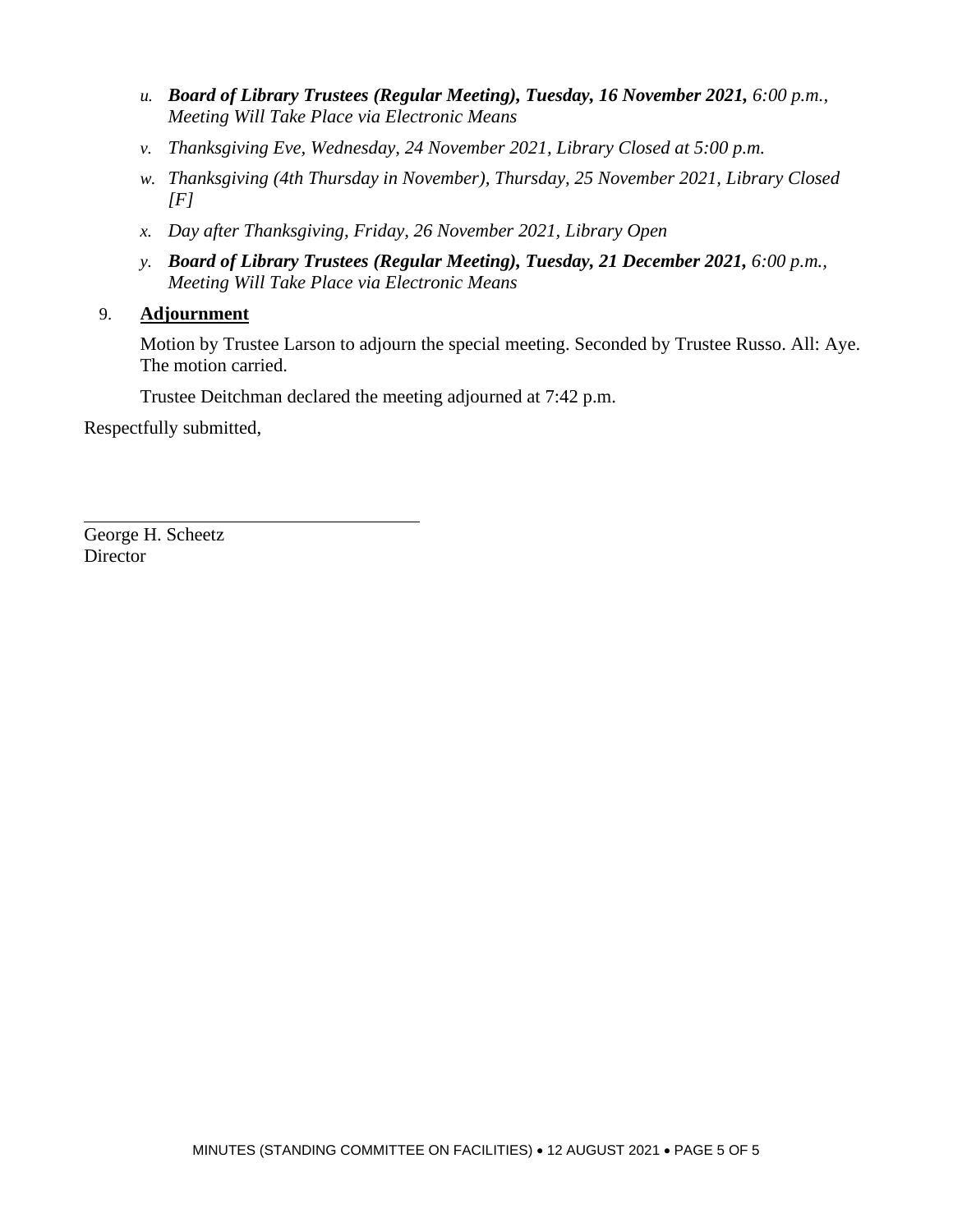- *u.* ***Board of Library Trustees (Regular Meeting), Tuesday, 16 November 2021,*** *6:00 p.m., Meeting Will Take Place via Electronic Means*
- *v. Thanksgiving Eve, Wednesday, 24 November 2021, Library Closed at 5:00 p.m.*
- *w. Thanksgiving (4th Thursday in November), Thursday, 25 November 2021, Library Closed [F]*
- *x. Day after Thanksgiving, Friday, 26 November 2021, Library Open*
- *y.* ***Board of Library Trustees (Regular Meeting), Tuesday, 21 December 2021,*** *6:00 p.m., Meeting Will Take Place via Electronic Means*

9. **Adjournment**

Motion by Trustee Larson to adjourn the special meeting. Seconded by Trustee Russo. All: Aye. The motion carried.

Trustee Deitchman declared the meeting adjourned at 7:42 p.m.

Respectfully submitted,

George H. Scheetz
Director